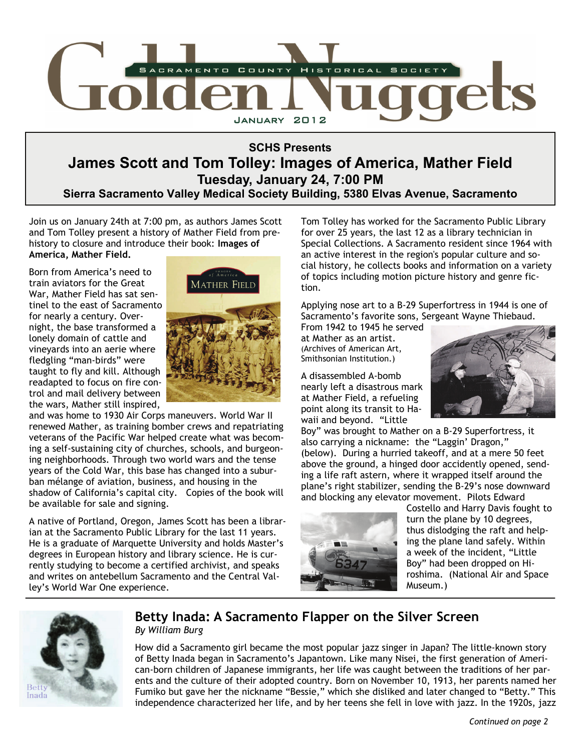# Golden Nuggets

Sacramento County Historical Society

January 2012

## SCHS Presents

## James Scott and Tom Tolley: Images of America, Mather Field

### Tuesday, January 24, 7:00 PM

### Sierra Sacramento Valley Medical Society Building, 5380 Elvas Avenue, Sacramento

Join us on January 24th at 7:00 pm, as authors James Scott and Tom Tolley present a history of Mather Field from pre-history to closure and introduce their book: **Images of America, Mather Field.**

Born from America's need to train aviators for the Great War, Mather Field has sat sentinel to the east of Sacramento for nearly a century. Overnight, the base transformed a lonely domain of cattle and vineyards into an aerie where fledgling "man-birds" were taught to fly and kill. Although readapted to focus on fire control and mail delivery between the wars, Mather still inspired, and was home to 1930 Air Corps maneuvers. World War II renewed Mather, as training bomber crews and repatriating veterans of the Pacific War helped create what was becoming a self-sustaining city of churches, schools, and burgeoning neighborhoods. Through two world wars and the tense years of the Cold War, this base has changed into a suburban mélange of aviation, business, and housing in the shadow of California's capital city. Copies of the book will be available for sale and signing.

A native of Portland, Oregon, James Scott has been a librarian at the Sacramento Public Library for the last 11 years. He is a graduate of Marquette University and holds Master's degrees in European history and library science. He is currently studying to become a certified archivist, and speaks and writes on antebellum Sacramento and the Central Valley's World War One experience.

Tom Tolley has worked for the Sacramento Public Library for over 25 years, the last 12 as a library technician in Special Collections. A Sacramento resident since 1964 with an active interest in the region's popular culture and social history, he collects books and information on a variety of topics including motion picture history and genre fiction.

Applying nose art to a B-29 Superfortress in 1944 is one of Sacramento's favorite sons, Sergeant Wayne Thiebaud. From 1942 to 1945 he served at Mather as an artist. (Archives of American Art, Smithsonian Institution.)

A disassembled A-bomb nearly left a disastrous mark at Mather Field, a refueling point along its transit to Hawaii and beyond. "Little Boy" was brought to Mather on a B-29 Superfortress, it also carrying a nickname: the "Laggin' Dragon," (below). During a hurried takeoff, and at a mere 50 feet above the ground, a hinged door accidently opened, sending a life raft astern, where it wrapped itself around the plane's right stabilizer, sending the B-29's nose downward and blocking any elevator movement. Pilots Edward Costello and Harry Davis fought to turn the plane by 10 degrees, thus dislodging the raft and helping the plane land safely. Within a week of the incident, "Little Boy" had been dropped on Hiroshima. (National Air and Space Museum.)

## Betty Inada: A Sacramento Flapper on the Silver Screen

*By William Burg*

How did a Sacramento girl became the most popular jazz singer in Japan? The little-known story of Betty Inada began in Sacramento's Japantown. Like many Nisei, the first generation of American-born children of Japanese immigrants, her life was caught between the traditions of her parents and the culture of their adopted country. Born on November 10, 1913, her parents named her Fumiko but gave her the nickname "Bessie," which she disliked and later changed to "Betty." This independence characterized her life, and by her teens she fell in love with jazz. In the 1920s, jazz

*Continued on page 2*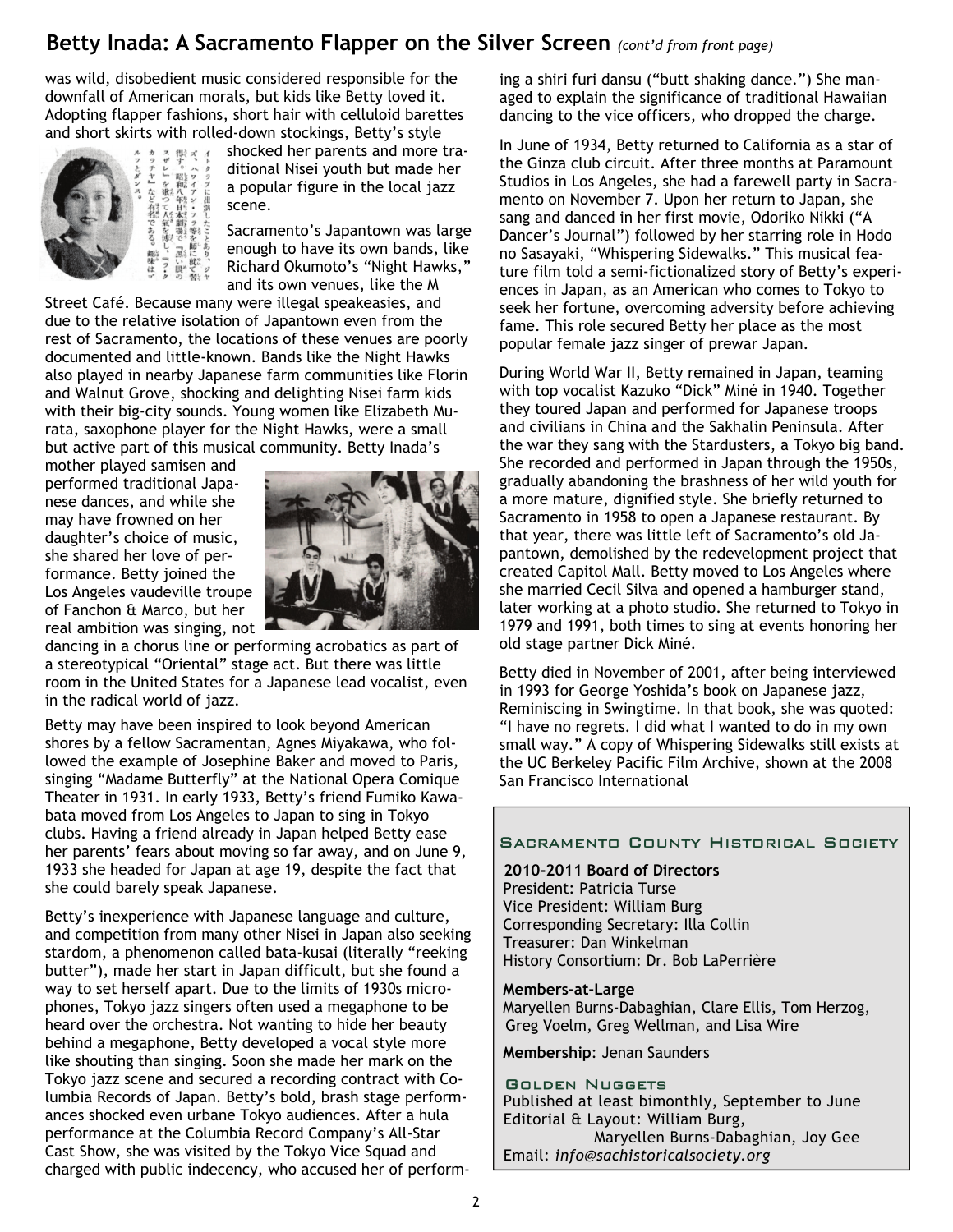## Betty Inada: A Sacramento Flapper on the Silver Screen *(cont'd from front page)*

was wild, disobedient music considered responsible for the downfall of American morals, but kids like Betty loved it. Adopting flapper fashions, short hair with celluloid barettes and short skirts with rolled-down stockings, Betty's style shocked her parents and more traditional Nisei youth but made her a popular figure in the local jazz scene.

Sacramento's Japantown was large enough to have its own bands, like Richard Okumoto's "Night Hawks," and its own venues, like the M Street Café. Because many were illegal speakeasies, and due to the relative isolation of Japantown even from the rest of Sacramento, the locations of these venues are poorly documented and little-known. Bands like the Night Hawks also played in nearby Japanese farm communities like Florin and Walnut Grove, shocking and delighting Nisei farm kids with their big-city sounds. Young women like Elizabeth Murata, saxophone player for the Night Hawks, were a small but active part of this musical community. Betty Inada's mother played samisen and performed traditional Japanese dances, and while she may have frowned on her daughter's choice of music, she shared her love of performance. Betty joined the Los Angeles vaudeville troupe of Fanchon & Marco, but her real ambition was singing, not dancing in a chorus line or performing acrobatics as part of a stereotypical "Oriental" stage act. But there was little room in the United States for a Japanese lead vocalist, even in the radical world of jazz.

Betty may have been inspired to look beyond American shores by a fellow Sacramentan, Agnes Miyakawa, who followed the example of Josephine Baker and moved to Paris, singing "Madame Butterfly" at the National Opera Comique Theater in 1931. In early 1933, Betty's friend Fumiko Kawabata moved from Los Angeles to Japan to sing in Tokyo clubs. Having a friend already in Japan helped Betty ease her parents' fears about moving so far away, and on June 9, 1933 she headed for Japan at age 19, despite the fact that she could barely speak Japanese.

Betty's inexperience with Japanese language and culture, and competition from many other Nisei in Japan also seeking stardom, a phenomenon called bata-kusai (literally "reeking butter"), made her start in Japan difficult, but she found a way to set herself apart. Due to the limits of 1930s microphones, Tokyo jazz singers often used a megaphone to be heard over the orchestra. Not wanting to hide her beauty behind a megaphone, Betty developed a vocal style more like shouting than singing. Soon she made her mark on the Tokyo jazz scene and secured a recording contract with Columbia Records of Japan. Betty's bold, brash stage performances shocked even urbane Tokyo audiences. After a hula performance at the Columbia Record Company's All-Star Cast Show, she was visited by the Tokyo Vice Squad and charged with public indecency, who accused her of performing a shiri furi dansu ("butt shaking dance.") She managed to explain the significance of traditional Hawaiian dancing to the vice officers, who dropped the charge.

In June of 1934, Betty returned to California as a star of the Ginza club circuit. After three months at Paramount Studios in Los Angeles, she had a farewell party in Sacramento on November 7. Upon her return to Japan, she sang and danced in her first movie, Odoriko Nikki ("A Dancer's Journal") followed by her starring role in Hodo no Sasayaki, "Whispering Sidewalks." This musical feature film told a semi-fictionalized story of Betty's experiences in Japan, as an American who comes to Tokyo to seek her fortune, overcoming adversity before achieving fame. This role secured Betty her place as the most popular female jazz singer of prewar Japan.

During World War II, Betty remained in Japan, teaming with top vocalist Kazuko "Dick" Miné in 1940. Together they toured Japan and performed for Japanese troops and civilians in China and the Sakhalin Peninsula. After the war they sang with the Stardusters, a Tokyo big band. She recorded and performed in Japan through the 1950s, gradually abandoning the brashness of her wild youth for a more mature, dignified style. She briefly returned to Sacramento in 1958 to open a Japanese restaurant. By that year, there was little left of Sacramento's old Japantown, demolished by the redevelopment project that created Capitol Mall. Betty moved to Los Angeles where she married Cecil Silva and opened a hamburger stand, later working at a photo studio. She returned to Tokyo in 1979 and 1991, both times to sing at events honoring her old stage partner Dick Miné.

Betty died in November of 2001, after being interviewed in 1993 for George Yoshida's book on Japanese jazz, Reminiscing in Swingtime. In that book, she was quoted: "I have no regrets. I did what I wanted to do in my own small way." A copy of Whispering Sidewalks still exists at the UC Berkeley Pacific Film Archive, shown at the 2008 San Francisco International

---

### Sacramento County Historical Society

**2010-2011 Board of Directors**
President: Patricia Turse
Vice President: William Burg
Corresponding Secretary: Illa Collin
Treasurer: Dan Winkelman
History Consortium: Dr. Bob LaPerrière

**Members-at-Large**
Maryellen Burns-Dabaghian, Clare Ellis, Tom Herzog, Greg Voelm, Greg Wellman, and Lisa Wire

**Membership**: Jenan Saunders

**Golden Nuggets**
Published at least bimonthly, September to June
Editorial & Layout: William Burg, Maryellen Burns-Dabaghian, Joy Gee
Email: *info@sachistoricalsociety.org*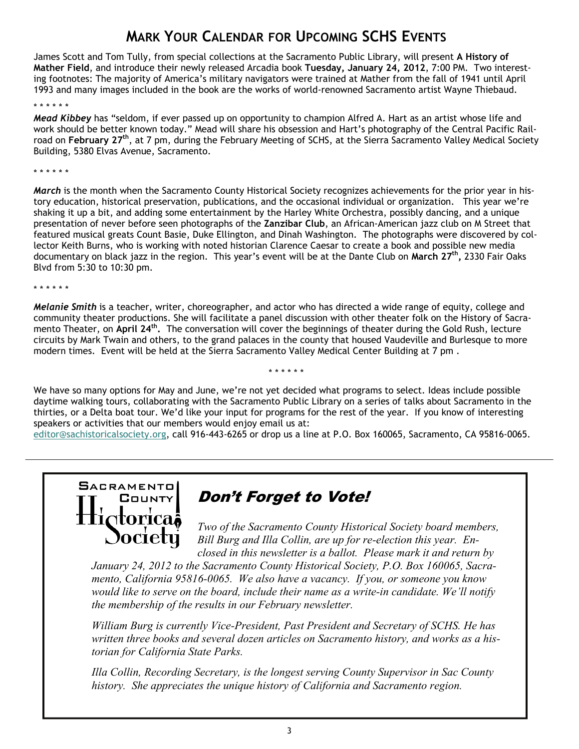## Mark Your Calendar for Upcoming SCHS Events

James Scott and Tom Tully, from special collections at the Sacramento Public Library, will present **A History of Mather Field**, and introduce their newly released Arcadia book **Tuesday, January 24, 2012**, 7:00 PM. Two interesting footnotes: The majority of America's military navigators were trained at Mather from the fall of 1941 until April 1993 and many images included in the book are the works of world-renowned Sacramento artist Wayne Thiebaud.

\* \* \* \* \* \*

***Mead Kibbey*** has "seldom, if ever passed up on opportunity to champion Alfred A. Hart as an artist whose life and work should be better known today." Mead will share his obsession and Hart's photography of the Central Pacific Railroad on **February 27th**, at 7 pm, during the February Meeting of SCHS, at the Sierra Sacramento Valley Medical Society Building, 5380 Elvas Avenue, Sacramento.

\* \* \* \* \* \*

***March*** is the month when the Sacramento County Historical Society recognizes achievements for the prior year in history education, historical preservation, publications, and the occasional individual or organization. This year we're shaking it up a bit, and adding some entertainment by the Harley White Orchestra, possibly dancing, and a unique presentation of never before seen photographs of the **Zanzibar Club**, an African-American jazz club on M Street that featured musical greats Count Basie, Duke Ellington, and Dinah Washington. The photographs were discovered by collector Keith Burns, who is working with noted historian Clarence Caesar to create a book and possible new media documentary on black jazz in the region. This year's event will be at the Dante Club on **March 27th,** 2330 Fair Oaks Blvd from 5:30 to 10:30 pm.

\* \* \* \* \* \*

***Melanie Smith*** is a teacher, writer, choreographer, and actor who has directed a wide range of equity, college and community theater productions. She will facilitate a panel discussion with other theater folk on the History of Sacramento Theater, on **April 24th.** The conversation will cover the beginnings of theater during the Gold Rush, lecture circuits by Mark Twain and others, to the grand palaces in the county that housed Vaudeville and Burlesque to more modern times. Event will be held at the Sierra Sacramento Valley Medical Center Building at 7 pm .

\* \* \* \* \* \*

We have so many options for May and June, we're not yet decided what programs to select. Ideas include possible daytime walking tours, collaborating with the Sacramento Public Library on a series of talks about Sacramento in the thirties, or a Delta boat tour. We'd like your input for programs for the rest of the year. If you know of interesting speakers or activities that our members would enjoy email us at:
editor@sachistoricalsociety.org, call 916-443-6265 or drop us a line at P.O. Box 160065, Sacramento, CA 95816-0065.

---

Sacramento County Historical Society

## Don't Forget to Vote!

*Two of the Sacramento County Historical Society board members, Bill Burg and Illa Collin, are up for re-election this year. Enclosed in this newsletter is a ballot. Please mark it and return by January 24, 2012 to the Sacramento County Historical Society, P.O. Box 160065, Sacramento, California 95816-0065. We also have a vacancy. If you, or someone you know would like to serve on the board, include their name as a write-in candidate. We'll notify the membership of the results in our February newsletter.*

*William Burg is currently Vice-President, Past President and Secretary of SCHS. He has written three books and several dozen articles on Sacramento history, and works as a historian for California State Parks.*

*Illa Collin, Recording Secretary, is the longest serving County Supervisor in Sac County history. She appreciates the unique history of California and Sacramento region.*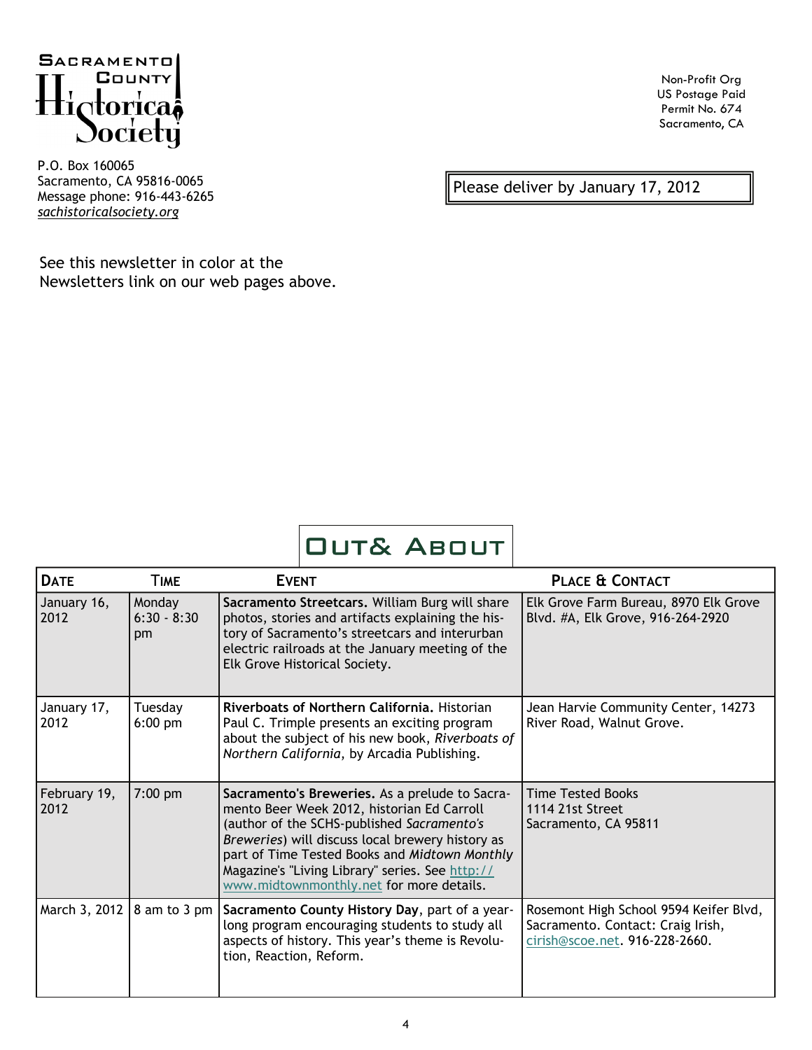SACRAMENTO COUNTY Historical Society

P.O. Box 160065
Sacramento, CA 95816-0065
Message phone: 916-443-6265
*sachistoricalsociety.org*

Non-Profit Org
US Postage Paid
Permit No. 674
Sacramento, CA

Please deliver by January 17, 2012

See this newsletter in color at the Newsletters link on our web pages above.

## OUT& ABOUT

| DATE | TIME | EVENT | PLACE & CONTACT |
|---|---|---|---|
| January 16, 2012 | Monday 6:30 - 8:30 pm | **Sacramento Streetcars.** William Burg will share photos, stories and artifacts explaining the history of Sacramento's streetcars and interurban electric railroads at the January meeting of the Elk Grove Historical Society. | Elk Grove Farm Bureau, 8970 Elk Grove Blvd. #A, Elk Grove, 916-264-2920 |
| January 17, 2012 | Tuesday 6:00 pm | **Riverboats of Northern California.** Historian Paul C. Trimple presents an exciting program about the subject of his new book, *Riverboats of Northern California,* by Arcadia Publishing. | Jean Harvie Community Center, 14273 River Road, Walnut Grove. |
| February 19, 2012 | 7:00 pm | **Sacramento's Breweries.** As a prelude to Sacramento Beer Week 2012, historian Ed Carroll (author of the SCHS-published *Sacramento's Breweries*) will discuss local brewery history as part of Time Tested Books and *Midtown Monthly* Magazine's "Living Library" series. See http://www.midtownmonthly.net for more details. | Time Tested Books 1114 21st Street Sacramento, CA 95811 |
| March 3, 2012 | 8 am to 3 pm | **Sacramento County History Day**, part of a year-long program encouraging students to study all aspects of history. This year's theme is Revolution, Reaction, Reform. | Rosemont High School 9594 Keifer Blvd, Sacramento. Contact: Craig Irish, cirish@scoe.net. 916-228-2660. |